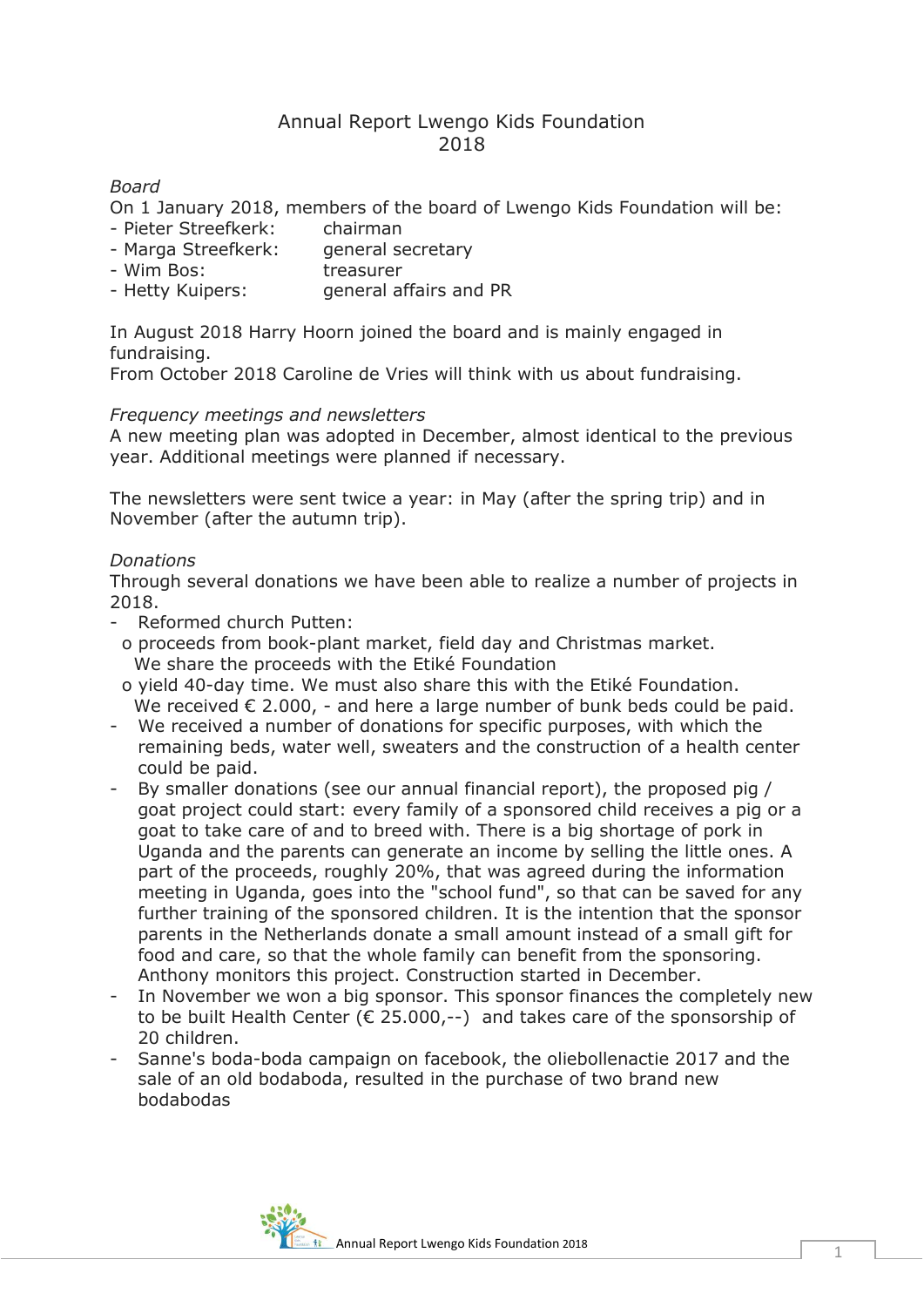# Annual Report Lwengo Kids Foundation 2018

*Board*

On 1 January 2018, members of the board of Lwengo Kids Foundation will be:

- Pieter Streefkerk: chairman
- Marga Streefkerk: general secretary
- Wim Bos: treasurer
- Hetty Kuipers: general affairs and PR

In August 2018 Harry Hoorn joined the board and is mainly engaged in fundraising.

From October 2018 Caroline de Vries will think with us about fundraising.

*Frequency meetings and newsletters*

A new meeting plan was adopted in December, almost identical to the previous year. Additional meetings were planned if necessary.

The newsletters were sent twice a year: in May (after the spring trip) and in November (after the autumn trip).

*Donations*

Through several donations we have been able to realize a number of projects in 2018.

- Reformed church Putten:
  - o proceeds from book-plant market, field day and Christmas market. We share the proceeds with the Etiké Foundation
  - o yield 40-day time. We must also share this with the Etiké Foundation. We received € 2.000, - and here a large number of bunk beds could be paid.
- We received a number of donations for specific purposes, with which the remaining beds, water well, sweaters and the construction of a health center could be paid.
- By smaller donations (see our annual financial report), the proposed pig / goat project could start: every family of a sponsored child receives a pig or a goat to take care of and to breed with. There is a big shortage of pork in Uganda and the parents can generate an income by selling the little ones. A part of the proceeds, roughly 20%, that was agreed during the information meeting in Uganda, goes into the "school fund", so that can be saved for any further training of the sponsored children. It is the intention that the sponsor parents in the Netherlands donate a small amount instead of a small gift for food and care, so that the whole family can benefit from the sponsoring. Anthony monitors this project. Construction started in December.
- In November we won a big sponsor. This sponsor finances the completely new to be built Health Center (€ 25.000,--) and takes care of the sponsorship of 20 children.
- Sanne's boda-boda campaign on facebook, the oliebollenactie 2017 and the sale of an old bodaboda, resulted in the purchase of two brand new bodabodas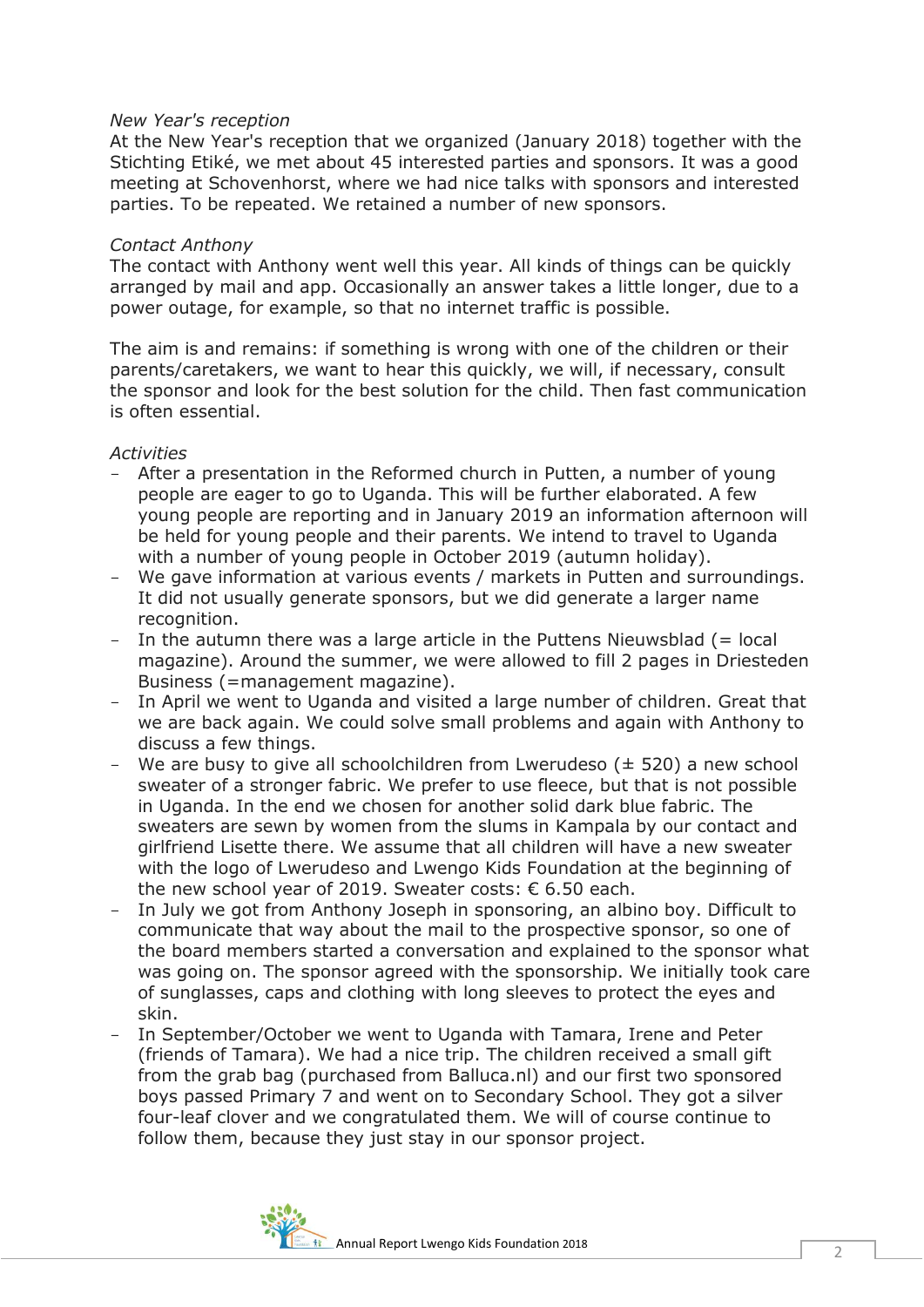*New Year's reception*
At the New Year's reception that we organized (January 2018) together with the Stichting Etiké, we met about 45 interested parties and sponsors. It was a good meeting at Schovenhorst, where we had nice talks with sponsors and interested parties. To be repeated. We retained a number of new sponsors.

*Contact Anthony*
The contact with Anthony went well this year. All kinds of things can be quickly arranged by mail and app. Occasionally an answer takes a little longer, due to a power outage, for example, so that no internet traffic is possible.

The aim is and remains: if something is wrong with one of the children or their parents/caretakers, we want to hear this quickly, we will, if necessary, consult the sponsor and look for the best solution for the child. Then fast communication is often essential.

*Activities*

- After a presentation in the Reformed church in Putten, a number of young people are eager to go to Uganda. This will be further elaborated. A few young people are reporting and in January 2019 an information afternoon will be held for young people and their parents. We intend to travel to Uganda with a number of young people in October 2019 (autumn holiday).
- We gave information at various events / markets in Putten and surroundings. It did not usually generate sponsors, but we did generate a larger name recognition.
- In the autumn there was a large article in the Puttens Nieuwsblad (= local magazine). Around the summer, we were allowed to fill 2 pages in Driesteden Business (=management magazine).
- In April we went to Uganda and visited a large number of children. Great that we are back again. We could solve small problems and again with Anthony to discuss a few things.
- We are busy to give all schoolchildren from Lwerudeso (± 520) a new school sweater of a stronger fabric. We prefer to use fleece, but that is not possible in Uganda. In the end we chosen for another solid dark blue fabric. The sweaters are sewn by women from the slums in Kampala by our contact and girlfriend Lisette there. We assume that all children will have a new sweater with the logo of Lwerudeso and Lwengo Kids Foundation at the beginning of the new school year of 2019. Sweater costs: € 6.50 each.
- In July we got from Anthony Joseph in sponsoring, an albino boy. Difficult to communicate that way about the mail to the prospective sponsor, so one of the board members started a conversation and explained to the sponsor what was going on. The sponsor agreed with the sponsorship. We initially took care of sunglasses, caps and clothing with long sleeves to protect the eyes and skin.
- In September/October we went to Uganda with Tamara, Irene and Peter (friends of Tamara). We had a nice trip. The children received a small gift from the grab bag (purchased from Balluca.nl) and our first two sponsored boys passed Primary 7 and went on to Secondary School. They got a silver four-leaf clover and we congratulated them. We will of course continue to follow them, because they just stay in our sponsor project.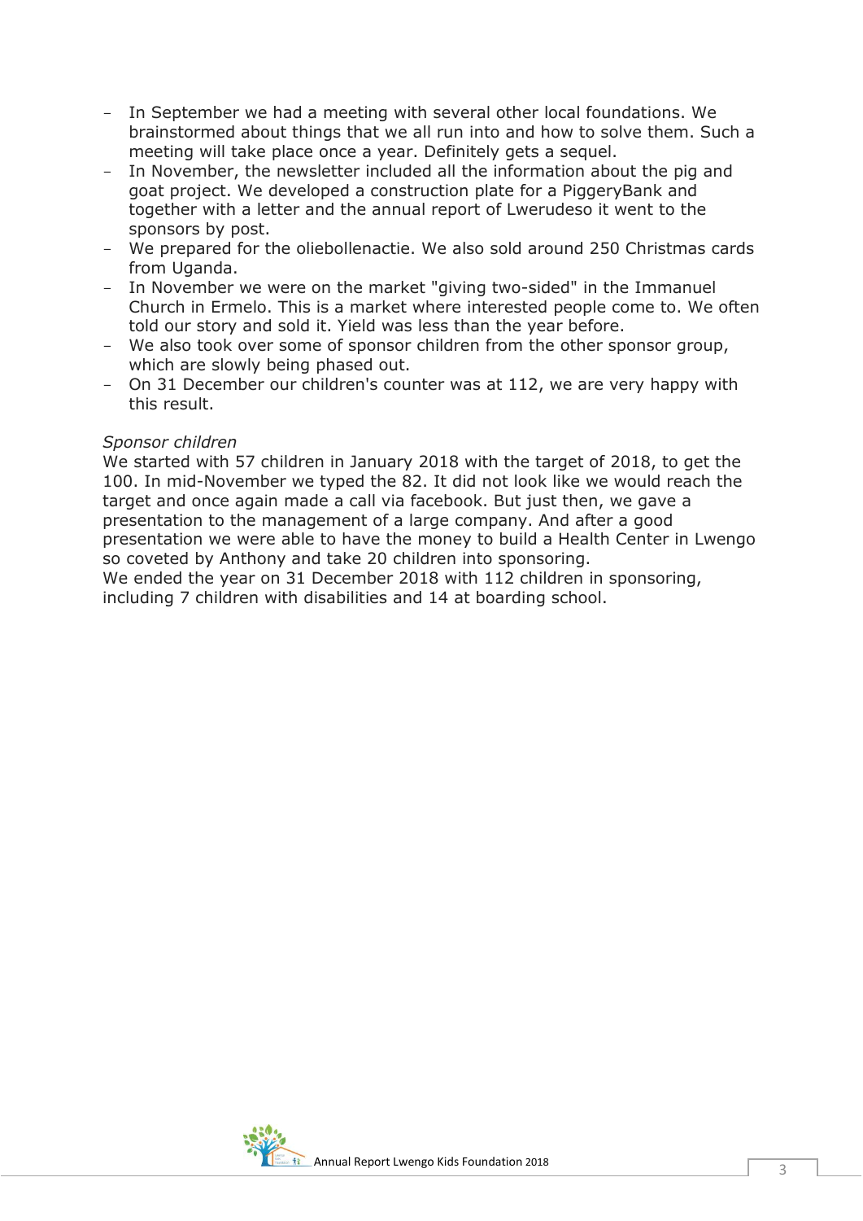- In September we had a meeting with several other local foundations. We brainstormed about things that we all run into and how to solve them. Such a meeting will take place once a year. Definitely gets a sequel.
- In November, the newsletter included all the information about the pig and goat project. We developed a construction plate for a PiggeryBank and together with a letter and the annual report of Lwerudeso it went to the sponsors by post.
- We prepared for the oliebollenactie. We also sold around 250 Christmas cards from Uganda.
- In November we were on the market "giving two-sided" in the Immanuel Church in Ermelo. This is a market where interested people come to. We often told our story and sold it. Yield was less than the year before.
- We also took over some of sponsor children from the other sponsor group, which are slowly being phased out.
- On 31 December our children's counter was at 112, we are very happy with this result.

*Sponsor children*

We started with 57 children in January 2018 with the target of 2018, to get the 100. In mid-November we typed the 82. It did not look like we would reach the target and once again made a call via facebook. But just then, we gave a presentation to the management of a large company. And after a good presentation we were able to have the money to build a Health Center in Lwengo so coveted by Anthony and take 20 children into sponsoring.
We ended the year on 31 December 2018 with 112 children in sponsoring, including 7 children with disabilities and 14 at boarding school.